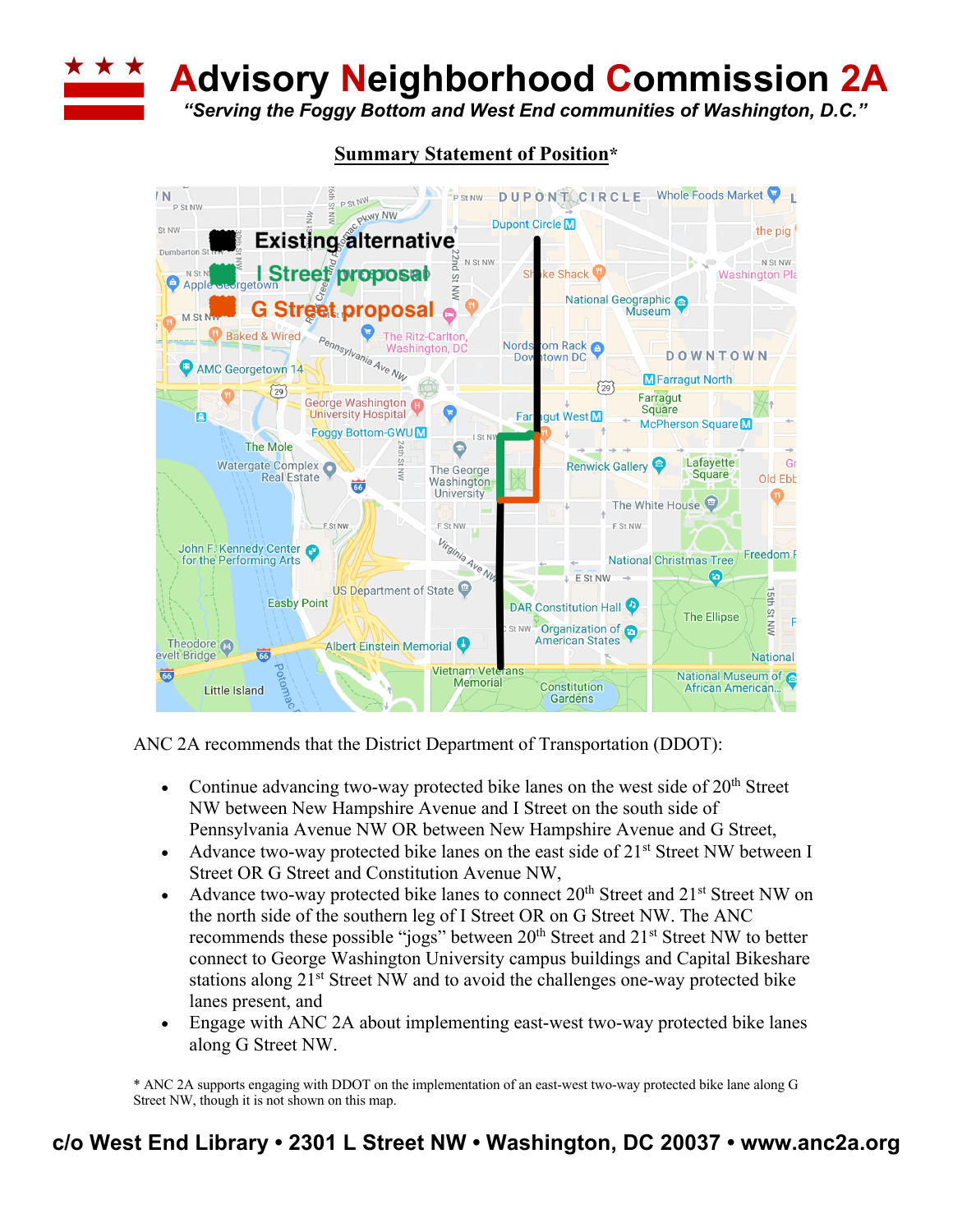# Advisory Neighborhood Commission 2A

*"Serving the Foggy Bottom and West End communities of Washington, D.C."*

## Summary Statement of Position*

ANC 2A recommends that the District Department of Transportation (DDOT):

- Continue advancing two-way protected bike lanes on the west side of 20th Street NW between New Hampshire Avenue and I Street on the south side of Pennsylvania Avenue NW OR between New Hampshire Avenue and G Street,
- Advance two-way protected bike lanes on the east side of 21st Street NW between I Street OR G Street and Constitution Avenue NW,
- Advance two-way protected bike lanes to connect 20th Street and 21st Street NW on the north side of the southern leg of I Street OR on G Street NW. The ANC recommends these possible "jogs" between 20th Street and 21st Street NW to better connect to George Washington University campus buildings and Capital Bikeshare stations along 21st Street NW and to avoid the challenges one-way protected bike lanes present, and
- Engage with ANC 2A about implementing east-west two-way protected bike lanes along G Street NW.

\* ANC 2A supports engaging with DDOT on the implementation of an east-west two-way protected bike lane along G Street NW, though it is not shown on this map.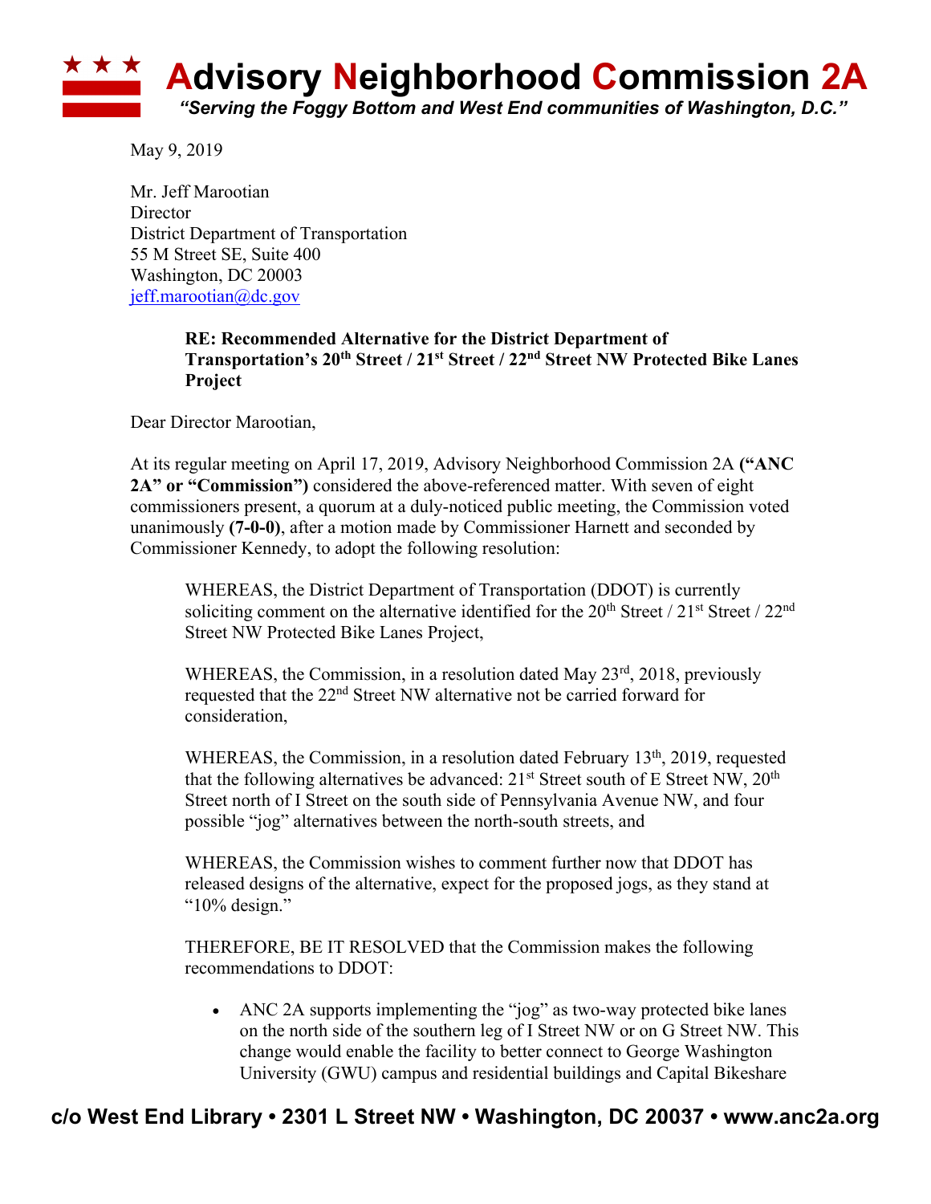# **A**dvisory **N**eighborhood **C**ommission 2A

*"Serving the Foggy Bottom and West End communities of Washington, D.C."*

May 9, 2019

Mr. Jeff Marootian
Director
District Department of Transportation
55 M Street SE, Suite 400
Washington, DC 20003
jeff.marootian@dc.gov

**RE: Recommended Alternative for the District Department of Transportation's 20th Street / 21st Street / 22nd Street NW Protected Bike Lanes Project**

Dear Director Marootian,

At its regular meeting on April 17, 2019, Advisory Neighborhood Commission 2A **("ANC 2A" or "Commission")** considered the above-referenced matter. With seven of eight commissioners present, a quorum at a duly-noticed public meeting, the Commission voted unanimously **(7-0-0)**, after a motion made by Commissioner Harnett and seconded by Commissioner Kennedy, to adopt the following resolution:

> WHEREAS, the District Department of Transportation (DDOT) is currently soliciting comment on the alternative identified for the 20th Street / 21st Street / 22nd Street NW Protected Bike Lanes Project,
>
> WHEREAS, the Commission, in a resolution dated May 23rd, 2018, previously requested that the 22nd Street NW alternative not be carried forward for consideration,
>
> WHEREAS, the Commission, in a resolution dated February 13th, 2019, requested that the following alternatives be advanced: 21st Street south of E Street NW, 20th Street north of I Street on the south side of Pennsylvania Avenue NW, and four possible "jog" alternatives between the north-south streets, and
>
> WHEREAS, the Commission wishes to comment further now that DDOT has released designs of the alternative, expect for the proposed jogs, as they stand at "10% design."
>
> THEREFORE, BE IT RESOLVED that the Commission makes the following recommendations to DDOT:
>
> - ANC 2A supports implementing the "jog" as two-way protected bike lanes on the north side of the southern leg of I Street NW or on G Street NW. This change would enable the facility to better connect to George Washington University (GWU) campus and residential buildings and Capital Bikeshare

**c/o West End Library • 2301 L Street NW • Washington, DC 20037 • www.anc2a.org**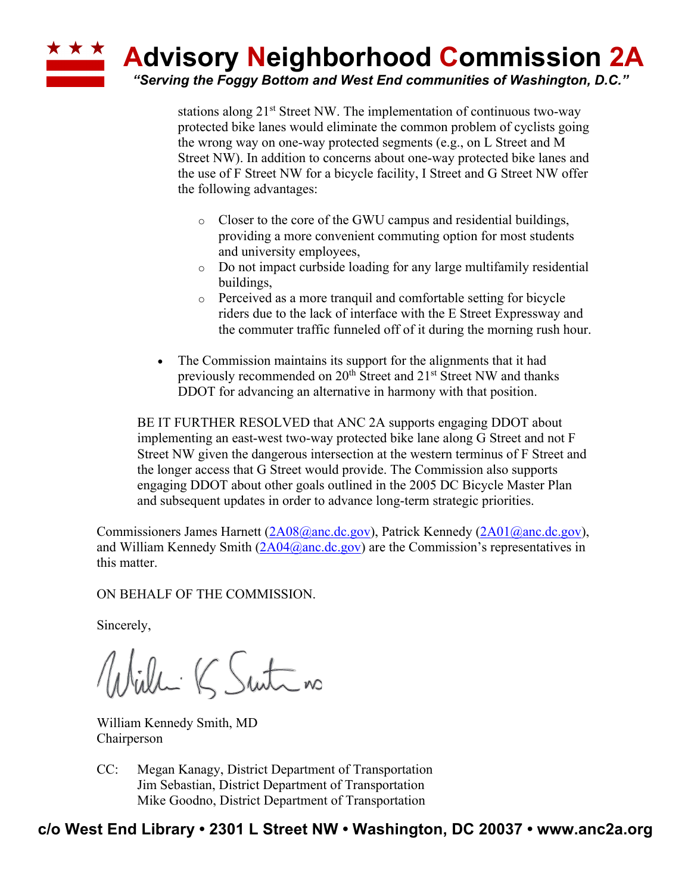stations along 21st Street NW. The implementation of continuous two-way protected bike lanes would eliminate the common problem of cyclists going the wrong way on one-way protected segments (e.g., on L Street and M Street NW). In addition to concerns about one-way protected bike lanes and the use of F Street NW for a bicycle facility, I Street and G Street NW offer the following advantages:

  - Closer to the core of the GWU campus and residential buildings, providing a more convenient commuting option for most students and university employees,
  - Do not impact curbside loading for any large multifamily residential buildings,
  - Perceived as a more tranquil and comfortable setting for bicycle riders due to the lack of interface with the E Street Expressway and the commuter traffic funneled off of it during the morning rush hour.

- The Commission maintains its support for the alignments that it had previously recommended on 20th Street and 21st Street NW and thanks DDOT for advancing an alternative in harmony with that position.

BE IT FURTHER RESOLVED that ANC 2A supports engaging DDOT about implementing an east-west two-way protected bike lane along G Street and not F Street NW given the dangerous intersection at the western terminus of F Street and the longer access that G Street would provide. The Commission also supports engaging DDOT about other goals outlined in the 2005 DC Bicycle Master Plan and subsequent updates in order to advance long-term strategic priorities.

Commissioners James Harnett (2A08@anc.dc.gov), Patrick Kennedy (2A01@anc.dc.gov), and William Kennedy Smith (2A04@anc.dc.gov) are the Commission's representatives in this matter.

ON BEHALF OF THE COMMISSION.

Sincerely,

William Kennedy Smith, MD
Chairperson

CC: Megan Kanagy, District Department of Transportation
Jim Sebastian, District Department of Transportation
Mike Goodno, District Department of Transportation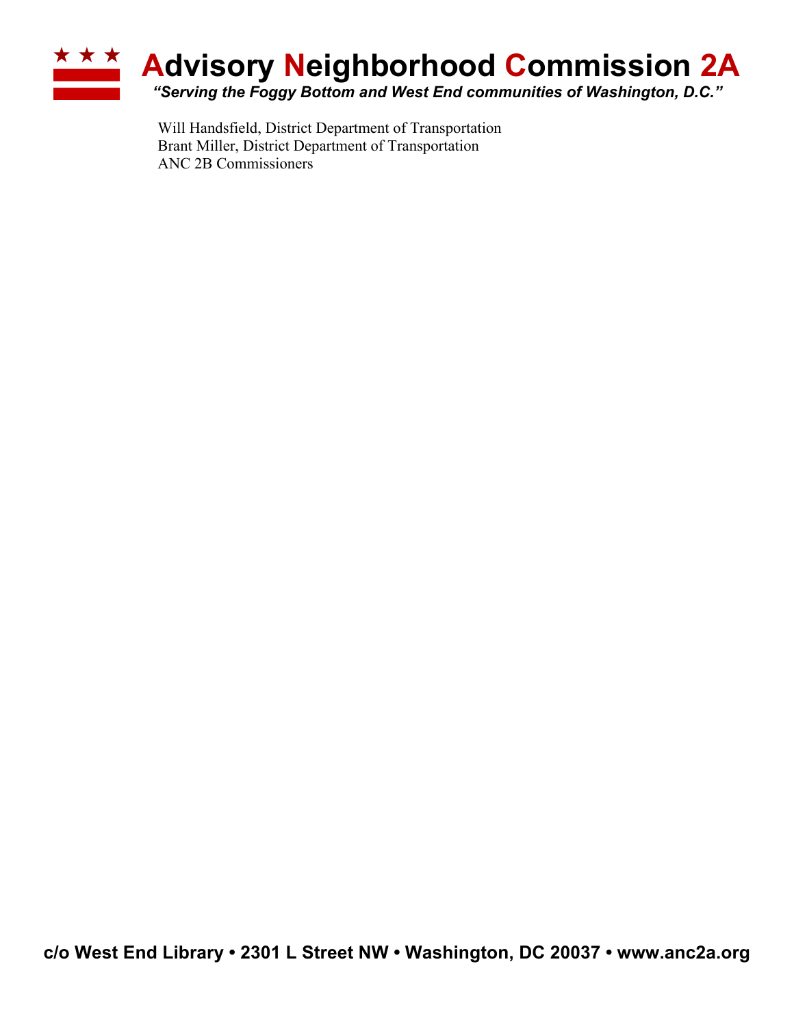# Advisory Neighborhood Commission 2A

*"Serving the Foggy Bottom and West End communities of Washington, D.C."*

Will Handsfield, District Department of Transportation
Brant Miller, District Department of Transportation
ANC 2B Commissioners

**c/o West End Library • 2301 L Street NW • Washington, DC 20037 • www.anc2a.org**